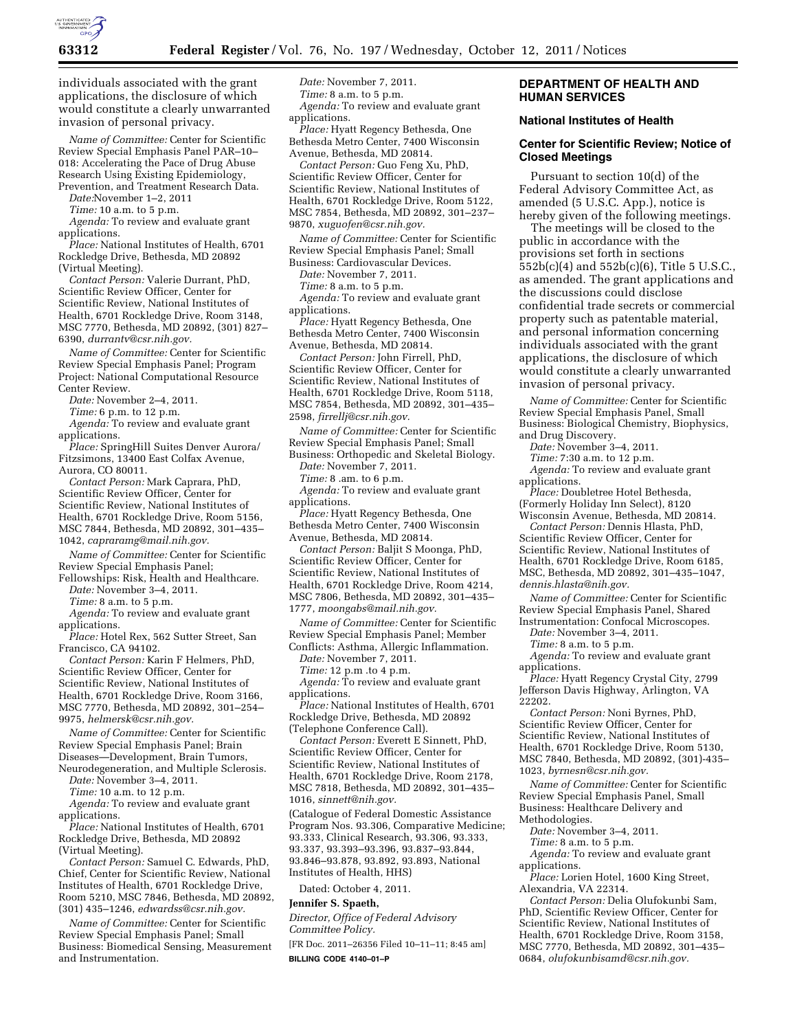individuals associated with the grant applications, the disclosure of which would constitute a clearly unwarranted invasion of personal privacy.

*Name of Committee:* Center for Scientific Review Special Emphasis Panel PAR–10–018: Accelerating the Pace of Drug Abuse Research Using Existing Epidemiology, Prevention, and Treatment Research Data.

*Date:*November 1–2, 2011

*Time:* 10 a.m. to 5 p.m.

*Agenda:* To review and evaluate grant applications.

*Place:* National Institutes of Health, 6701 Rockledge Drive, Bethesda, MD 20892 (Virtual Meeting).

*Contact Person:* Valerie Durrant, PhD, Scientific Review Officer, Center for Scientific Review, National Institutes of Health, 6701 Rockledge Drive, Room 3148, MSC 7770, Bethesda, MD 20892, (301) 827–6390, *durrantv@csr.nih.gov.*

*Name of Committee:* Center for Scientific Review Special Emphasis Panel; Program Project: National Computational Resource Center Review.

*Date:* November 2–4, 2011.

*Time:* 6 p.m. to 12 p.m.

*Agenda:* To review and evaluate grant applications.

*Place:* SpringHill Suites Denver Aurora/Fitzsimons, 13400 East Colfax Avenue, Aurora, CO 80011.

*Contact Person:* Mark Caprara, PhD, Scientific Review Officer, Center for Scientific Review, National Institutes of Health, 6701 Rockledge Drive, Room 5156, MSC 7844, Bethesda, MD 20892, 301–435–1042, *capraramg@mail.nih.gov.*

*Name of Committee:* Center for Scientific Review Special Emphasis Panel; Fellowships: Risk, Health and Healthcare.

*Date:* November 3–4, 2011.

*Time:* 8 a.m. to 5 p.m.

*Agenda:* To review and evaluate grant applications.

*Place:* Hotel Rex, 562 Sutter Street, San Francisco, CA 94102.

*Contact Person:* Karin F Helmers, PhD, Scientific Review Officer, Center for Scientific Review, National Institutes of Health, 6701 Rockledge Drive, Room 3166, MSC 7770, Bethesda, MD 20892, 301–254–9975, *helmersk@csr.nih.gov.*

*Name of Committee:* Center for Scientific Review Special Emphasis Panel; Brain Diseases—Development, Brain Tumors, Neurodegeneration, and Multiple Sclerosis.

*Date:* November 3–4, 2011.

*Time:* 10 a.m. to 12 p.m.

*Agenda:* To review and evaluate grant applications.

*Place:* National Institutes of Health, 6701 Rockledge Drive, Bethesda, MD 20892 (Virtual Meeting).

*Contact Person:* Samuel C. Edwards, PhD, Chief, Center for Scientific Review, National Institutes of Health, 6701 Rockledge Drive, Room 5210, MSC 7846, Bethesda, MD 20892, (301) 435–1246, *edwardss@csr.nih.gov.*

*Name of Committee:* Center for Scientific Review Special Emphasis Panel; Small Business: Biomedical Sensing, Measurement and Instrumentation.

*Date:* November 7, 2011.

*Time:* 8 a.m. to 5 p.m.

*Agenda:* To review and evaluate grant applications.

*Place:* Hyatt Regency Bethesda, One Bethesda Metro Center, 7400 Wisconsin Avenue, Bethesda, MD 20814.

*Contact Person:* Guo Feng Xu, PhD, Scientific Review Officer, Center for Scientific Review, National Institutes of Health, 6701 Rockledge Drive, Room 5122, MSC 7854, Bethesda, MD 20892, 301–237–9870, *xuguofen@csr.nih.gov.*

*Name of Committee:* Center for Scientific Review Special Emphasis Panel; Small Business: Cardiovascular Devices.

*Date:* November 7, 2011.

*Time:* 8 a.m. to 5 p.m.

*Agenda:* To review and evaluate grant applications.

*Place:* Hyatt Regency Bethesda, One Bethesda Metro Center, 7400 Wisconsin Avenue, Bethesda, MD 20814.

*Contact Person:* John Firrell, PhD, Scientific Review Officer, Center for Scientific Review, National Institutes of Health, 6701 Rockledge Drive, Room 5118, MSC 7854, Bethesda, MD 20892, 301–435–2598, *firrellj@csr.nih.gov.*

*Name of Committee:* Center for Scientific Review Special Emphasis Panel; Small Business: Orthopedic and Skeletal Biology.

*Date:* November 7, 2011.

*Time:* 8 .am. to 6 p.m.

*Agenda:* To review and evaluate grant applications.

*Place:* Hyatt Regency Bethesda, One Bethesda Metro Center, 7400 Wisconsin Avenue, Bethesda, MD 20814.

*Contact Person:* Baljit S Moonga, PhD, Scientific Review Officer, Center for Scientific Review, National Institutes of Health, 6701 Rockledge Drive, Room 4214, MSC 7806, Bethesda, MD 20892, 301–435–1777, *moongabs@mail.nih.gov.*

*Name of Committee:* Center for Scientific Review Special Emphasis Panel; Member Conflicts: Asthma, Allergic Inflammation.

*Date:* November 7, 2011.

*Time:* 12 p.m .to 4 p.m.

*Agenda:* To review and evaluate grant applications.

*Place:* National Institutes of Health, 6701 Rockledge Drive, Bethesda, MD 20892 (Telephone Conference Call).

*Contact Person:* Everett E Sinnett, PhD, Scientific Review Officer, Center for Scientific Review, National Institutes of Health, 6701 Rockledge Drive, Room 2178, MSC 7818, Bethesda, MD 20892, 301–435–1016, *sinnett@nih.gov.*

(Catalogue of Federal Domestic Assistance Program Nos. 93.306, Comparative Medicine; 93.333, Clinical Research, 93.306, 93.333, 93.337, 93.393–93.396, 93.837–93.844, 93.846–93.878, 93.892, 93.893, National Institutes of Health, HHS)

Dated: October 4, 2011.

**Jennifer S. Spaeth,**

*Director, Office of Federal Advisory Committee Policy.*

[FR Doc. 2011–26356 Filed 10–11–11; 8:45 am]

**BILLING CODE 4140–01–P**

## DEPARTMENT OF HEALTH AND HUMAN SERVICES

### National Institutes of Health

### Center for Scientific Review; Notice of Closed Meetings

Pursuant to section 10(d) of the Federal Advisory Committee Act, as amended (5 U.S.C. App.), notice is hereby given of the following meetings.

The meetings will be closed to the public in accordance with the provisions set forth in sections 552b(c)(4) and 552b(c)(6), Title 5 U.S.C., as amended. The grant applications and the discussions could disclose confidential trade secrets or commercial property such as patentable material, and personal information concerning individuals associated with the grant applications, the disclosure of which would constitute a clearly unwarranted invasion of personal privacy.

*Name of Committee:* Center for Scientific Review Special Emphasis Panel, Small Business: Biological Chemistry, Biophysics, and Drug Discovery.

*Date:* November 3–4, 2011.

*Time:* 7:30 a.m. to 12 p.m.

*Agenda:* To review and evaluate grant applications.

*Place:* Doubletree Hotel Bethesda, (Formerly Holiday Inn Select), 8120 Wisconsin Avenue, Bethesda, MD 20814.

*Contact Person:* Dennis Hlasta, PhD, Scientific Review Officer, Center for Scientific Review, National Institutes of Health, 6701 Rockledge Drive, Room 6185, MSC, Bethesda, MD 20892, 301–435–1047, *dennis.hlasta@nih.gov.*

*Name of Committee:* Center for Scientific Review Special Emphasis Panel, Shared Instrumentation: Confocal Microscopes.

*Date:* November 3–4, 2011.

*Time:* 8 a.m. to 5 p.m.

*Agenda:* To review and evaluate grant applications.

*Place:* Hyatt Regency Crystal City, 2799 Jefferson Davis Highway, Arlington, VA 22202.

*Contact Person:* Noni Byrnes, PhD, Scientific Review Officer, Center for Scientific Review, National Institutes of Health, 6701 Rockledge Drive, Room 5130, MSC 7840, Bethesda, MD 20892, (301)-435–1023, *byrnesn@csr.nih.gov.*

*Name of Committee:* Center for Scientific Review Special Emphasis Panel, Small Business: Healthcare Delivery and Methodologies.

*Date:* November 3–4, 2011.

*Time:* 8 a.m. to 5 p.m.

*Agenda:* To review and evaluate grant applications.

*Place:* Lorien Hotel, 1600 King Street, Alexandria, VA 22314.

*Contact Person:* Delia Olufokunbi Sam, PhD, Scientific Review Officer, Center for Scientific Review, National Institutes of Health, 6701 Rockledge Drive, Room 3158, MSC 7770, Bethesda, MD 20892, 301–435–0684, *olufokunbisamd@csr.nih.gov.*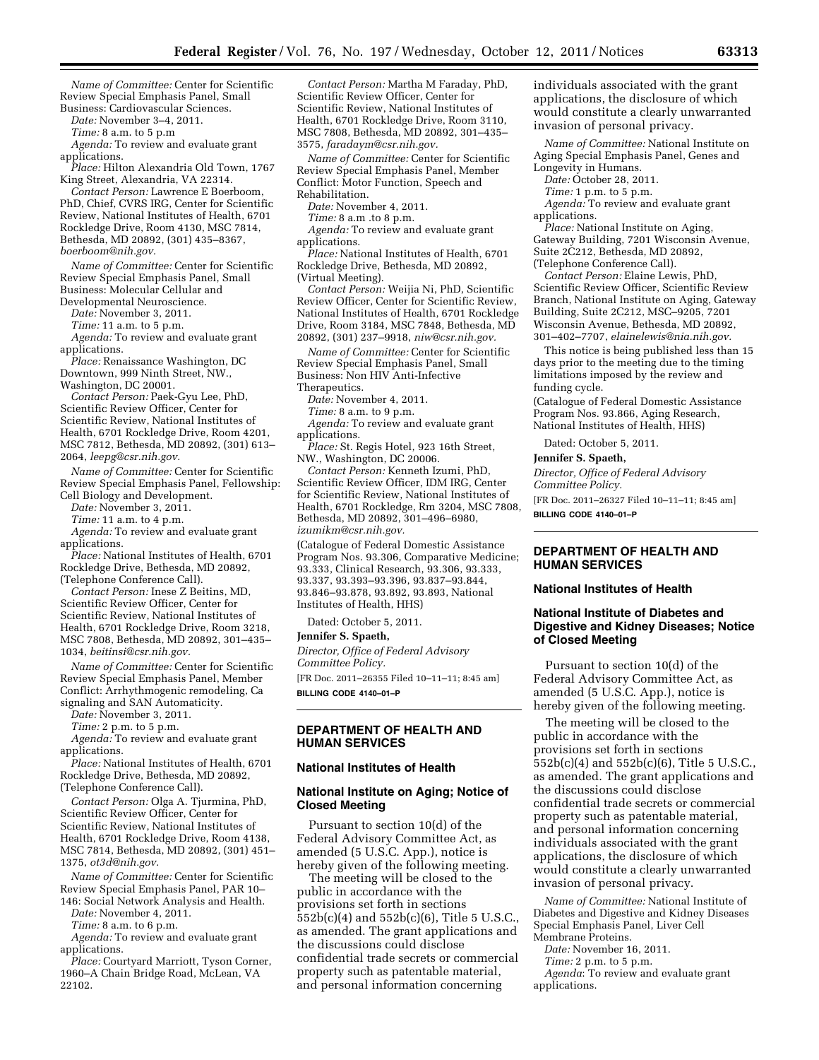*Name of Committee:* Center for Scientific Review Special Emphasis Panel, Small Business: Cardiovascular Sciences.

*Date:* November 3–4, 2011.

*Time:* 8 a.m. to 5 p.m

*Agenda:* To review and evaluate grant applications.

*Place:* Hilton Alexandria Old Town, 1767 King Street, Alexandria, VA 22314.

*Contact Person:* Lawrence E Boerboom, PhD, Chief, CVRS IRG, Center for Scientific Review, National Institutes of Health, 6701 Rockledge Drive, Room 4130, MSC 7814, Bethesda, MD 20892, (301) 435–8367, *boerboom@nih.gov.*

*Name of Committee:* Center for Scientific Review Special Emphasis Panel, Small Business: Molecular Cellular and Developmental Neuroscience.

*Date:* November 3, 2011.

*Time:* 11 a.m. to 5 p.m.

*Agenda:* To review and evaluate grant applications.

*Place:* Renaissance Washington, DC Downtown, 999 Ninth Street, NW., Washington, DC 20001.

*Contact Person:* Paek-Gyu Lee, PhD, Scientific Review Officer, Center for Scientific Review, National Institutes of Health, 6701 Rockledge Drive, Room 4201, MSC 7812, Bethesda, MD 20892, (301) 613–2064, *leepg@csr.nih.gov.*

*Name of Committee:* Center for Scientific Review Special Emphasis Panel, Fellowship: Cell Biology and Development.

*Date:* November 3, 2011.

*Time:* 11 a.m. to 4 p.m.

*Agenda:* To review and evaluate grant applications.

*Place:* National Institutes of Health, 6701 Rockledge Drive, Bethesda, MD 20892, (Telephone Conference Call).

*Contact Person:* Inese Z Beitins, MD, Scientific Review Officer, Center for Scientific Review, National Institutes of Health, 6701 Rockledge Drive, Room 3218, MSC 7808, Bethesda, MD 20892, 301–435–1034, *beitinsi@csr.nih.gov.*

*Name of Committee:* Center for Scientific Review Special Emphasis Panel, Member Conflict: Arrhythmogenic remodeling, Ca signaling and SAN Automaticity.

*Date:* November 3, 2011.

*Time:* 2 p.m. to 5 p.m.

*Agenda:* To review and evaluate grant applications.

*Place:* National Institutes of Health, 6701 Rockledge Drive, Bethesda, MD 20892, (Telephone Conference Call).

*Contact Person:* Olga A. Tjurmina, PhD, Scientific Review Officer, Center for Scientific Review, National Institutes of Health, 6701 Rockledge Drive, Room 4138, MSC 7814, Bethesda, MD 20892, (301) 451–1375, *ot3d@nih.gov.*

*Name of Committee:* Center for Scientific Review Special Emphasis Panel, PAR 10–146: Social Network Analysis and Health.

*Date:* November 4, 2011.

*Time:* 8 a.m. to 6 p.m.

*Agenda:* To review and evaluate grant applications.

*Place:* Courtyard Marriott, Tyson Corner, 1960–A Chain Bridge Road, McLean, VA 22102.

*Contact Person:* Martha M Faraday, PhD, Scientific Review Officer, Center for Scientific Review, National Institutes of Health, 6701 Rockledge Drive, Room 3110, MSC 7808, Bethesda, MD 20892, 301–435–3575, *faradaym@csr.nih.gov.*

*Name of Committee:* Center for Scientific Review Special Emphasis Panel, Member Conflict: Motor Function, Speech and Rehabilitation.

*Date:* November 4, 2011.

*Time:* 8 a.m .to 8 p.m.

*Agenda:* To review and evaluate grant applications.

*Place:* National Institutes of Health, 6701 Rockledge Drive, Bethesda, MD 20892, (Virtual Meeting).

*Contact Person:* Weijia Ni, PhD, Scientific Review Officer, Center for Scientific Review, National Institutes of Health, 6701 Rockledge Drive, Room 3184, MSC 7848, Bethesda, MD 20892, (301) 237–9918, *niw@csr.nih.gov.*

*Name of Committee:* Center for Scientific Review Special Emphasis Panel, Small Business: Non HIV Anti-Infective Therapeutics.

*Date:* November 4, 2011.

*Time:* 8 a.m. to 9 p.m.

*Agenda:* To review and evaluate grant applications.

*Place:* St. Regis Hotel, 923 16th Street, NW., Washington, DC 20006.

*Contact Person:* Kenneth Izumi, PhD, Scientific Review Officer, IDM IRG, Center for Scientific Review, National Institutes of Health, 6701 Rockledge, Rm 3204, MSC 7808, Bethesda, MD 20892, 301–496–6980, *izumikm@csr.nih.gov.*

(Catalogue of Federal Domestic Assistance Program Nos. 93.306, Comparative Medicine; 93.333, Clinical Research, 93.306, 93.333, 93.337, 93.393–93.396, 93.837–93.844, 93.846–93.878, 93.892, 93.893, National Institutes of Health, HHS)

Dated: October 5, 2011.

**Jennifer S. Spaeth,**

*Director, Office of Federal Advisory Committee Policy.*

[FR Doc. 2011–26355 Filed 10–11–11; 8:45 am]

**BILLING CODE 4140–01–P**

## DEPARTMENT OF HEALTH AND HUMAN SERVICES

### National Institutes of Health

### National Institute on Aging; Notice of Closed Meeting

Pursuant to section 10(d) of the Federal Advisory Committee Act, as amended (5 U.S.C. App.), notice is hereby given of the following meeting.

The meeting will be closed to the public in accordance with the provisions set forth in sections 552b(c)(4) and 552b(c)(6), Title 5 U.S.C., as amended. The grant applications and the discussions could disclose confidential trade secrets or commercial property such as patentable material, and personal information concerning individuals associated with the grant applications, the disclosure of which would constitute a clearly unwarranted invasion of personal privacy.

*Name of Committee:* National Institute on Aging Special Emphasis Panel, Genes and Longevity in Humans.

*Date:* October 28, 2011.

*Time:* 1 p.m. to 5 p.m.

*Agenda:* To review and evaluate grant applications.

*Place:* National Institute on Aging, Gateway Building, 7201 Wisconsin Avenue, Suite 2C212, Bethesda, MD 20892, (Telephone Conference Call).

*Contact Person:* Elaine Lewis, PhD, Scientific Review Officer, Scientific Review Branch, National Institute on Aging, Gateway Building, Suite 2C212, MSC–9205, 7201 Wisconsin Avenue, Bethesda, MD 20892, 301–402–7707, *elainelewis@nia.nih.gov.*

This notice is being published less than 15 days prior to the meeting due to the timing limitations imposed by the review and funding cycle.

(Catalogue of Federal Domestic Assistance Program Nos. 93.866, Aging Research, National Institutes of Health, HHS)

Dated: October 5, 2011.

**Jennifer S. Spaeth,**

*Director, Office of Federal Advisory Committee Policy.*

[FR Doc. 2011–26327 Filed 10–11–11; 8:45 am]

**BILLING CODE 4140–01–P**

## DEPARTMENT OF HEALTH AND HUMAN SERVICES

### National Institutes of Health

### National Institute of Diabetes and Digestive and Kidney Diseases; Notice of Closed Meeting

Pursuant to section 10(d) of the Federal Advisory Committee Act, as amended (5 U.S.C. App.), notice is hereby given of the following meeting.

The meeting will be closed to the public in accordance with the provisions set forth in sections 552b(c)(4) and 552b(c)(6), Title 5 U.S.C., as amended. The grant applications and the discussions could disclose confidential trade secrets or commercial property such as patentable material, and personal information concerning individuals associated with the grant applications, the disclosure of which would constitute a clearly unwarranted invasion of personal privacy.

*Name of Committee:* National Institute of Diabetes and Digestive and Kidney Diseases Special Emphasis Panel, Liver Cell Membrane Proteins.

*Date:* November 16, 2011.

*Time:* 2 p.m. to 5 p.m.

*Agenda*: To review and evaluate grant applications.